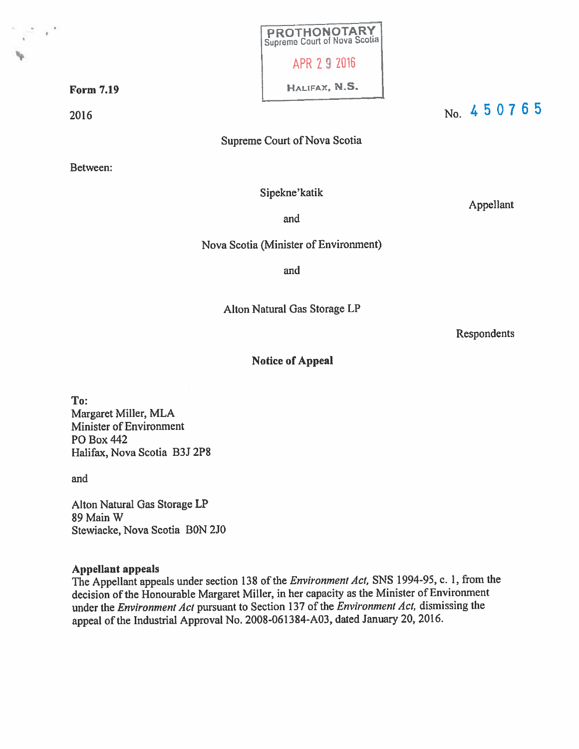PROTHONOTARY
Supreme Court of Nova Scotia

APR 29 2016

HALIFAX, N.S.

**Form 7.19**

2016

No. 450765

Supreme Court of Nova Scotia

Between:

Sipekne'katik

Appellant

and

Nova Scotia (Minister of Environment)

and

Alton Natural Gas Storage LP

Respondents

**Notice of Appeal**

**To:**
Margaret Miller, MLA
Minister of Environment
PO Box 442
Halifax, Nova Scotia B3J 2P8

and

Alton Natural Gas Storage LP
89 Main W
Stewiacke, Nova Scotia B0N 2J0

**Appellant appeals**

The Appellant appeals under section 138 of the *Environment Act*, SNS 1994-95, c. 1, from the decision of the Honourable Margaret Miller, in her capacity as the Minister of Environment under the *Environment Act* pursuant to Section 137 of the *Environment Act*, dismissing the appeal of the Industrial Approval No. 2008-061384-A03, dated January 20, 2016.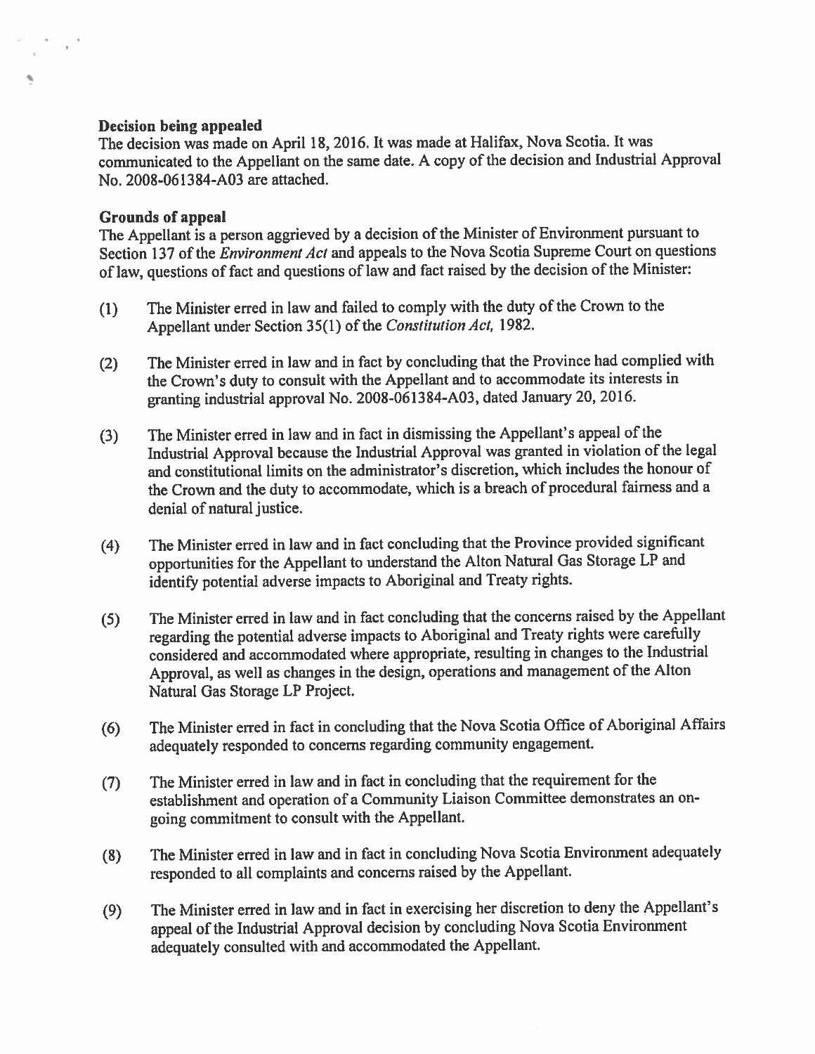**Decision being appealed**

The decision was made on April 18, 2016. It was made at Halifax, Nova Scotia. It was communicated to the Appellant on the same date. A copy of the decision and Industrial Approval No. 2008-061384-A03 are attached.

**Grounds of appeal**

The Appellant is a person aggrieved by a decision of the Minister of Environment pursuant to Section 137 of the *Environment Act* and appeals to the Nova Scotia Supreme Court on questions of law, questions of fact and questions of law and fact raised by the decision of the Minister:

(1) The Minister erred in law and failed to comply with the duty of the Crown to the Appellant under Section 35(1) of the *Constitution Act,* 1982.

(2) The Minister erred in law and in fact by concluding that the Province had complied with the Crown's duty to consult with the Appellant and to accommodate its interests in granting industrial approval No. 2008-061384-A03, dated January 20, 2016.

(3) The Minister erred in law and in fact in dismissing the Appellant's appeal of the Industrial Approval because the Industrial Approval was granted in violation of the legal and constitutional limits on the administrator's discretion, which includes the honour of the Crown and the duty to accommodate, which is a breach of procedural fairness and a denial of natural justice.

(4) The Minister erred in law and in fact concluding that the Province provided significant opportunities for the Appellant to understand the Alton Natural Gas Storage LP and identify potential adverse impacts to Aboriginal and Treaty rights.

(5) The Minister erred in law and in fact concluding that the concerns raised by the Appellant regarding the potential adverse impacts to Aboriginal and Treaty rights were carefully considered and accommodated where appropriate, resulting in changes to the Industrial Approval, as well as changes in the design, operations and management of the Alton Natural Gas Storage LP Project.

(6) The Minister erred in fact in concluding that the Nova Scotia Office of Aboriginal Affairs adequately responded to concerns regarding community engagement.

(7) The Minister erred in law and in fact in concluding that the requirement for the establishment and operation of a Community Liaison Committee demonstrates an on-going commitment to consult with the Appellant.

(8) The Minister erred in law and in fact in concluding Nova Scotia Environment adequately responded to all complaints and concerns raised by the Appellant.

(9) The Minister erred in law and in fact in exercising her discretion to deny the Appellant's appeal of the Industrial Approval decision by concluding Nova Scotia Environment adequately consulted with and accommodated the Appellant.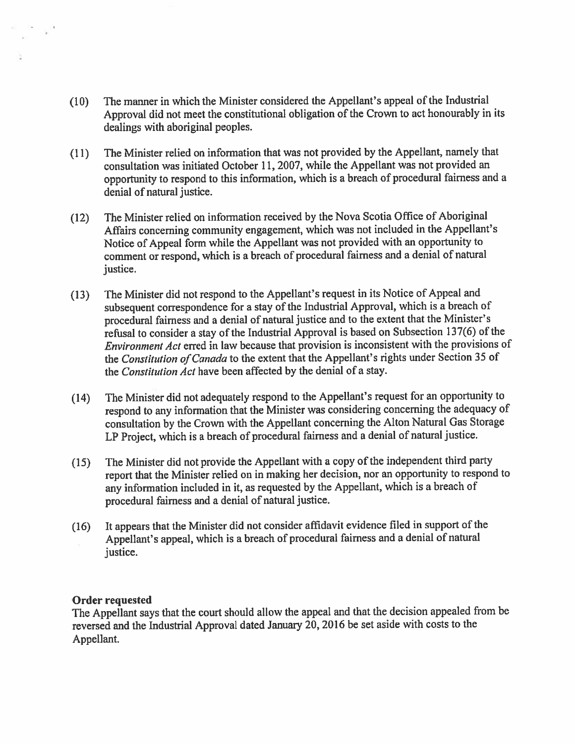(10) The manner in which the Minister considered the Appellant's appeal of the Industrial Approval did not meet the constitutional obligation of the Crown to act honourably in its dealings with aboriginal peoples.

(11) The Minister relied on information that was not provided by the Appellant, namely that consultation was initiated October 11, 2007, while the Appellant was not provided an opportunity to respond to this information, which is a breach of procedural fairness and a denial of natural justice.

(12) The Minister relied on information received by the Nova Scotia Office of Aboriginal Affairs concerning community engagement, which was not included in the Appellant's Notice of Appeal form while the Appellant was not provided with an opportunity to comment or respond, which is a breach of procedural fairness and a denial of natural justice.

(13) The Minister did not respond to the Appellant's request in its Notice of Appeal and subsequent correspondence for a stay of the Industrial Approval, which is a breach of procedural fairness and a denial of natural justice and to the extent that the Minister's refusal to consider a stay of the Industrial Approval is based on Subsection 137(6) of the *Environment Act* erred in law because that provision is inconsistent with the provisions of the *Constitution of Canada* to the extent that the Appellant's rights under Section 35 of the *Constitution Act* have been affected by the denial of a stay.

(14) The Minister did not adequately respond to the Appellant's request for an opportunity to respond to any information that the Minister was considering concerning the adequacy of consultation by the Crown with the Appellant concerning the Alton Natural Gas Storage LP Project, which is a breach of procedural fairness and a denial of natural justice.

(15) The Minister did not provide the Appellant with a copy of the independent third party report that the Minister relied on in making her decision, nor an opportunity to respond to any information included in it, as requested by the Appellant, which is a breach of procedural fairness and a denial of natural justice.

(16) It appears that the Minister did not consider affidavit evidence filed in support of the Appellant's appeal, which is a breach of procedural fairness and a denial of natural justice.

**Order requested**

The Appellant says that the court should allow the appeal and that the decision appealed from be reversed and the Industrial Approval dated January 20, 2016 be set aside with costs to the Appellant.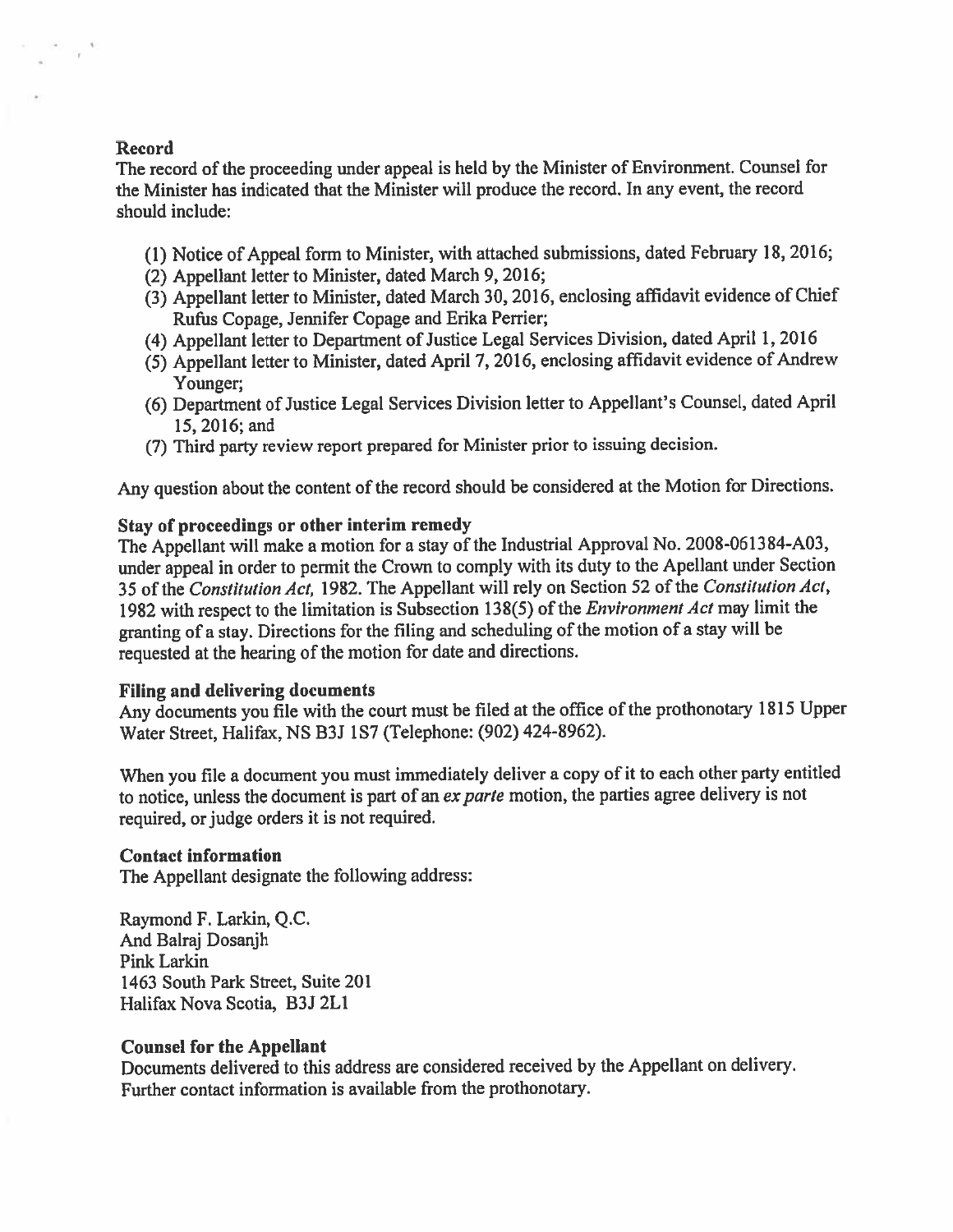**Record**

The record of the proceeding under appeal is held by the Minister of Environment. Counsel for the Minister has indicated that the Minister will produce the record. In any event, the record should include:

(1) Notice of Appeal form to Minister, with attached submissions, dated February 18, 2016;
(2) Appellant letter to Minister, dated March 9, 2016;
(3) Appellant letter to Minister, dated March 30, 2016, enclosing affidavit evidence of Chief Rufus Copage, Jennifer Copage and Erika Perrier;
(4) Appellant letter to Department of Justice Legal Services Division, dated April 1, 2016
(5) Appellant letter to Minister, dated April 7, 2016, enclosing affidavit evidence of Andrew Younger;
(6) Department of Justice Legal Services Division letter to Appellant's Counsel, dated April 15, 2016; and
(7) Third party review report prepared for Minister prior to issuing decision.

Any question about the content of the record should be considered at the Motion for Directions.

**Stay of proceedings or other interim remedy**

The Appellant will make a motion for a stay of the Industrial Approval No. 2008-061384-A03, under appeal in order to permit the Crown to comply with its duty to the Appellant under Section 35 of the *Constitution Act,* 1982. The Appellant will rely on Section 52 of the *Constitution Act*, 1982 with respect to the limitation is Subsection 138(5) of the *Environment Act* may limit the granting of a stay. Directions for the filing and scheduling of the motion of a stay will be requested at the hearing of the motion for date and directions.

**Filing and delivering documents**

Any documents you file with the court must be filed at the office of the prothonotary 1815 Upper Water Street, Halifax, NS B3J 1S7 (Telephone: (902) 424-8962).

When you file a document you must immediately deliver a copy of it to each other party entitled to notice, unless the document is part of an *ex parte* motion, the parties agree delivery is not required, or judge orders it is not required.

**Contact information**

The Appellant designate the following address:

Raymond F. Larkin, Q.C.
And Balraj Dosanjh
Pink Larkin
1463 South Park Street, Suite 201
Halifax Nova Scotia, B3J 2L1

**Counsel for the Appellant**

Documents delivered to this address are considered received by the Appellant on delivery. Further contact information is available from the prothonotary.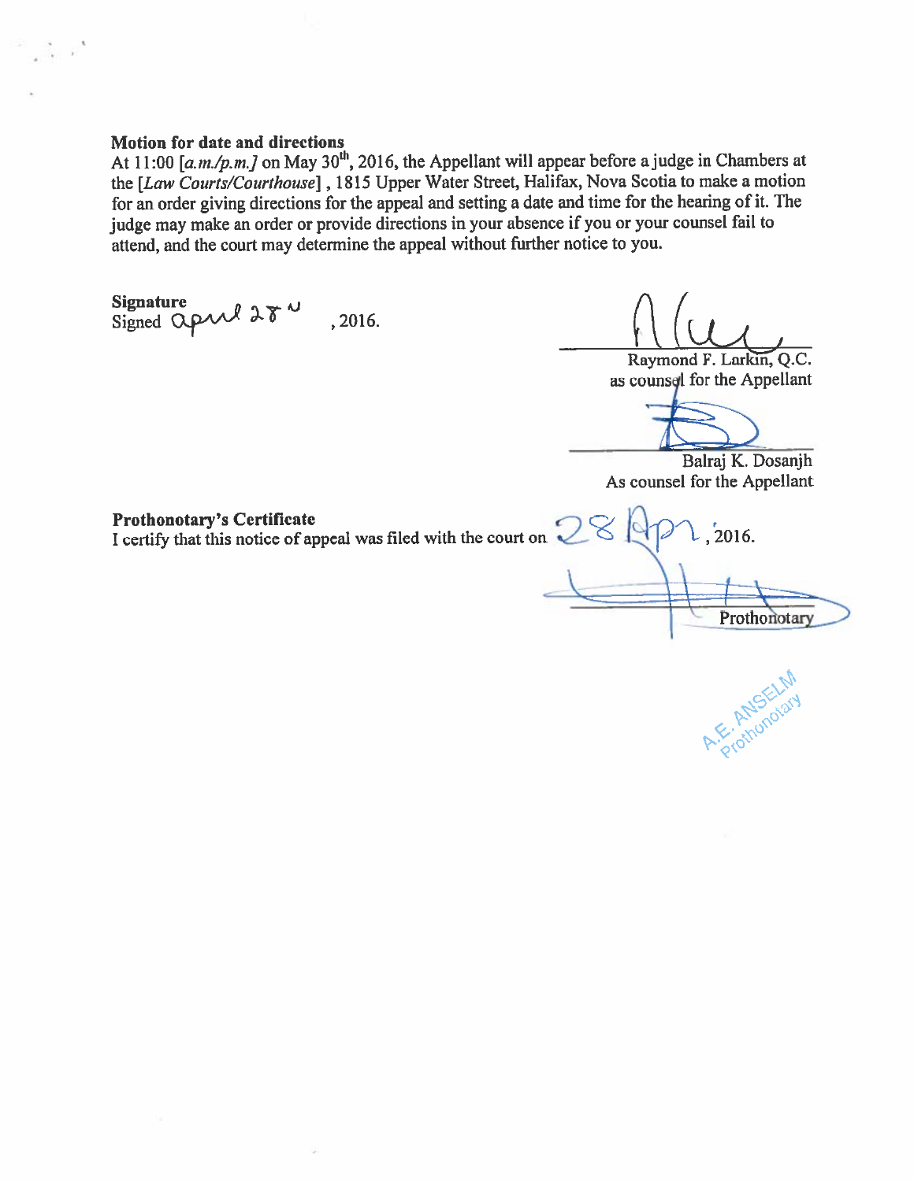**Motion for date and directions**

At 11:00 [*a.m./p.m.]* on May 30th, 2016, the Appellant will appear before a judge in Chambers at the [*Law Courts/Courthouse*] , 1815 Upper Water Street, Halifax, Nova Scotia to make a motion for an order giving directions for the appeal and setting a date and time for the hearing of it. The judge may make an order or provide directions in your absence if you or your counsel fail to attend, and the court may determine the appeal without further notice to you.

**Signature**

Signed april 28th , 2016.

Raymond F. Larkin, Q.C.
as counsel for the Appellant

Balraj K. Dosanjh
As counsel for the Appellant

**Prothonotary's Certificate**

I certify that this notice of appeal was filed with the court on 28 Apr , 2016.

Prothonotary

A.E. ANSELM
Prothonotary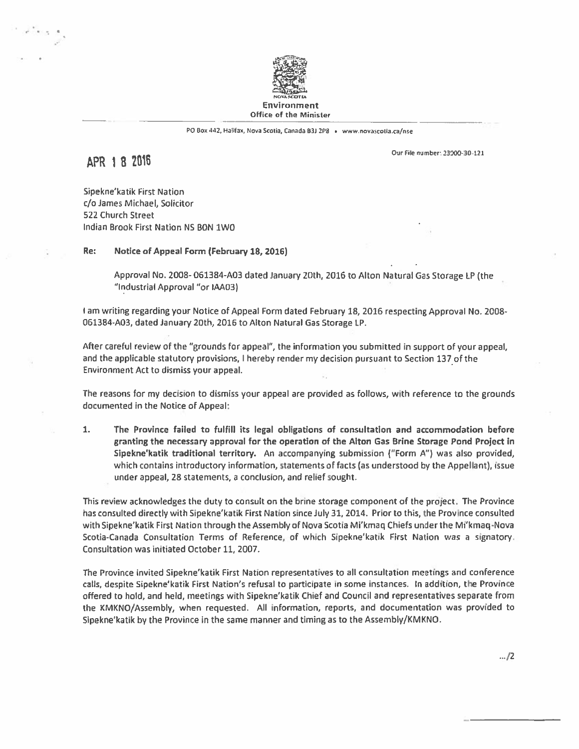**Environment**
**Office of the Minister**

PO Box 442, Halifax, Nova Scotia, Canada B3J 2P8 • www.novascotia.ca/nse

APR 18 2016

Our File number: 23000-30-121

Sipekne'katik First Nation
c/o James Michael, Solicitor
522 Church Street
Indian Brook First Nation NS B0N 1W0

**Re: Notice of Appeal Form (February 18, 2016)**

Approval No. 2008- 061384-A03 dated January 20th, 2016 to Alton Natural Gas Storage LP (the "Industrial Approval "or IAA03)

I am writing regarding your Notice of Appeal Form dated February 18, 2016 respecting Approval No. 2008-061384-A03, dated January 20th, 2016 to Alton Natural Gas Storage LP.

After careful review of the "grounds for appeal", the information you submitted in support of your appeal, and the applicable statutory provisions, I hereby render my decision pursuant to Section 137 of the Environment Act to dismiss your appeal.

The reasons for my decision to dismiss your appeal are provided as follows, with reference to the grounds documented in the Notice of Appeal:

1. **The Province failed to fulfill its legal obligations of consultation and accommodation before granting the necessary approval for the operation of the Alton Gas Brine Storage Pond Project in Sipekne'katik traditional territory.** An accompanying submission ("Form A") was also provided, which contains introductory information, statements of facts (as understood by the Appellant), issue under appeal, 28 statements, a conclusion, and relief sought.

This review acknowledges the duty to consult on the brine storage component of the project. The Province has consulted directly with Sipekne'katik First Nation since July 31, 2014. Prior to this, the Province consulted with Sipekne'katik First Nation through the Assembly of Nova Scotia Mi'kmaq Chiefs under the Mi'kmaq-Nova Scotia-Canada Consultation Terms of Reference, of which Sipekne'katik First Nation was a signatory. Consultation was initiated October 11, 2007.

The Province invited Sipekne'katik First Nation representatives to all consultation meetings and conference calls, despite Sipekne'katik First Nation's refusal to participate in some instances. In addition, the Province offered to hold, and held, meetings with Sipekne'katik Chief and Council and representatives separate from the KMKNO/Assembly, when requested. All information, reports, and documentation was provided to Sipekne'katik by the Province in the same manner and timing as to the Assembly/KMKNO.

.../2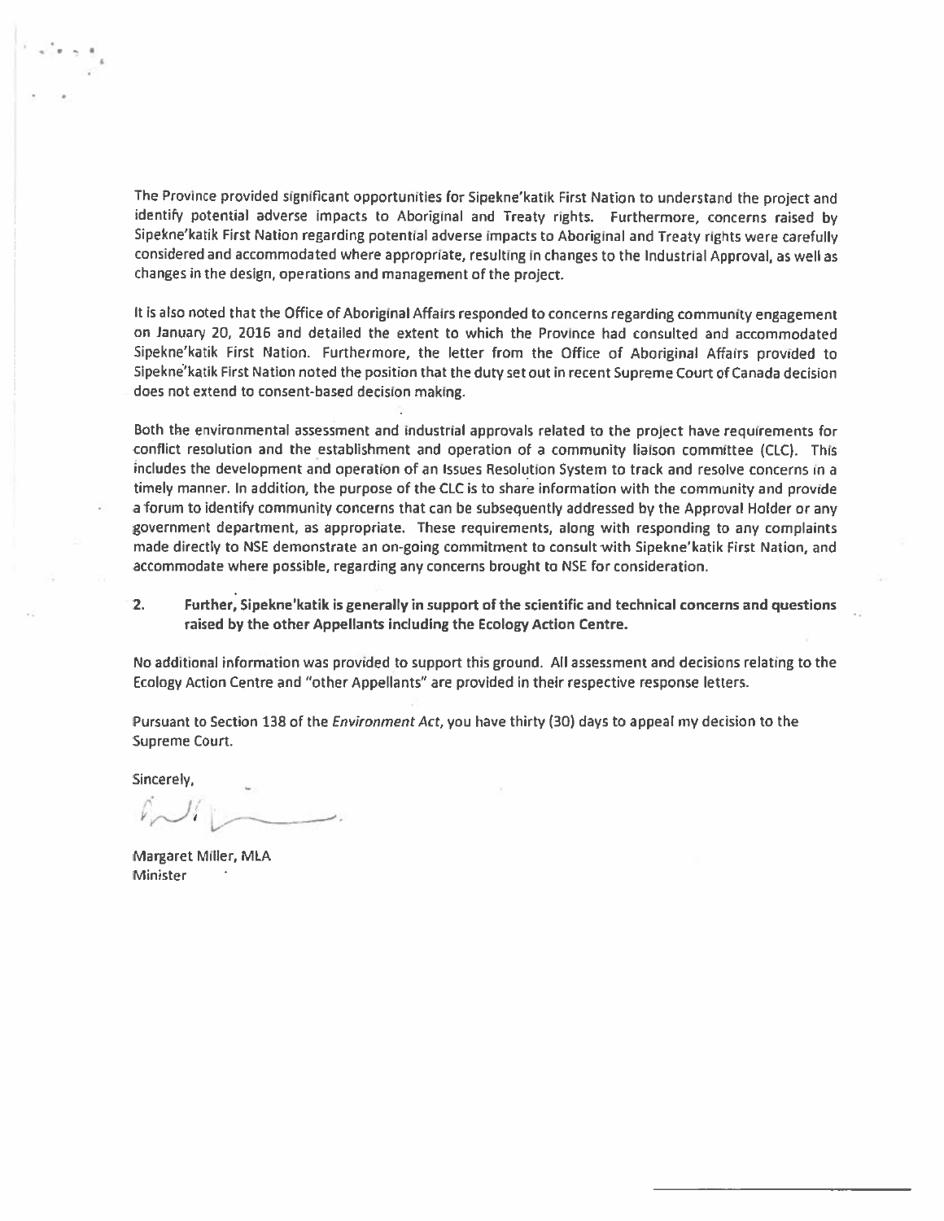The Province provided significant opportunities for Sipekne'katik First Nation to understand the project and identify potential adverse impacts to Aboriginal and Treaty rights. Furthermore, concerns raised by Sipekne'katik First Nation regarding potential adverse impacts to Aboriginal and Treaty rights were carefully considered and accommodated where appropriate, resulting in changes to the Industrial Approval, as well as changes in the design, operations and management of the project.

It is also noted that the Office of Aboriginal Affairs responded to concerns regarding community engagement on January 20, 2016 and detailed the extent to which the Province had consulted and accommodated Sipekne'katik First Nation. Furthermore, the letter from the Office of Aboriginal Affairs provided to Sipekne'katik First Nation noted the position that the duty set out in recent Supreme Court of Canada decision does not extend to consent-based decision making.

Both the environmental assessment and industrial approvals related to the project have requirements for conflict resolution and the establishment and operation of a community liaison committee (CLC). This includes the development and operation of an Issues Resolution System to track and resolve concerns in a timely manner. In addition, the purpose of the CLC is to share information with the community and provide a forum to identify community concerns that can be subsequently addressed by the Approval Holder or any government department, as appropriate. These requirements, along with responding to any complaints made directly to NSE demonstrate an on-going commitment to consult with Sipekne'katik First Nation, and accommodate where possible, regarding any concerns brought to NSE for consideration.

2. **Further, Sipekne'katik is generally in support of the scientific and technical concerns and questions raised by the other Appellants including the Ecology Action Centre.**

No additional information was provided to support this ground. All assessment and decisions relating to the Ecology Action Centre and "other Appellants" are provided in their respective response letters.

Pursuant to Section 138 of the *Environment Act*, you have thirty (30) days to appeal my decision to the Supreme Court.

Sincerely,

Margaret Miller, MLA
Minister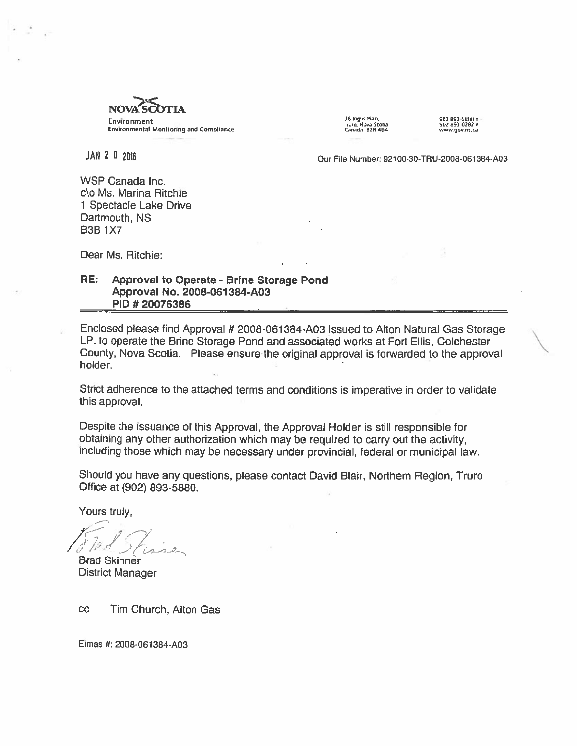NOVA SCOTIA

Environment
Environmental Monitoring and Compliance

36 Inglis Place
Truro, Nova Scotia
Canada B2N 4B4

902 893 5880 T
902 893 0282 F
www.gov.ns.ca

JAN 2 0 2016

Our File Number: 92100-30-TRU-2008-061384-A03

WSP Canada Inc.
c\o Ms. Marina Ritchie
1 Spectacle Lake Drive
Dartmouth, NS
B3B 1X7

Dear Ms. Ritchie:

**RE: Approval to Operate - Brine Storage Pond**
**Approval No. 2008-061384-A03**
**PID # 20076386**

Enclosed please find Approval # 2008-061384-A03 issued to Alton Natural Gas Storage LP. to operate the Brine Storage Pond and associated works at Fort Ellis, Colchester County, Nova Scotia. Please ensure the original approval is forwarded to the approval holder.

Strict adherence to the attached terms and conditions is imperative in order to validate this approval.

Despite the issuance of this Approval, the Approval Holder is still responsible for obtaining any other authorization which may be required to carry out the activity, including those which may be necessary under provincial, federal or municipal law.

Should you have any questions, please contact David Blair, Northern Region, Truro Office at (902) 893-5880.

Yours truly,

Brad Skinner
District Manager

cc Tim Church, Alton Gas

Eimas #: 2008-061384-A03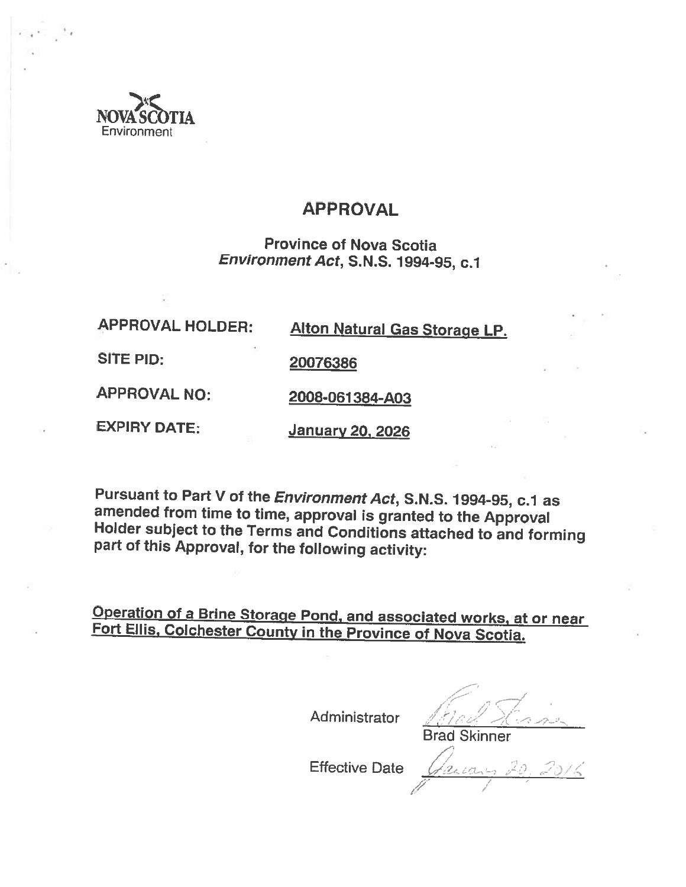NOVA SCOTIA
Environment

# APPROVAL

**Province of Nova Scotia**
***Environment Act*, S.N.S. 1994-95, c.1**

| | |
|---|---|
| **APPROVAL HOLDER:** | **Alton Natural Gas Storage LP.** |
| **SITE PID:** | **20076386** |
| **APPROVAL NO:** | **2008-061384-A03** |
| **EXPIRY DATE:** | **January 20, 2026** |

**Pursuant to Part V of the *Environment Act*, S.N.S. 1994-95, c.1 as amended from time to time, approval is granted to the Approval Holder subject to the Terms and Conditions attached to and forming part of this Approval, for the following activity:**

**Operation of a Brine Storage Pond, and associated works, at or near Fort Ellis, Colchester County in the Province of Nova Scotia.**

Administrator: Brad Skinner

Effective Date: January 20, 2016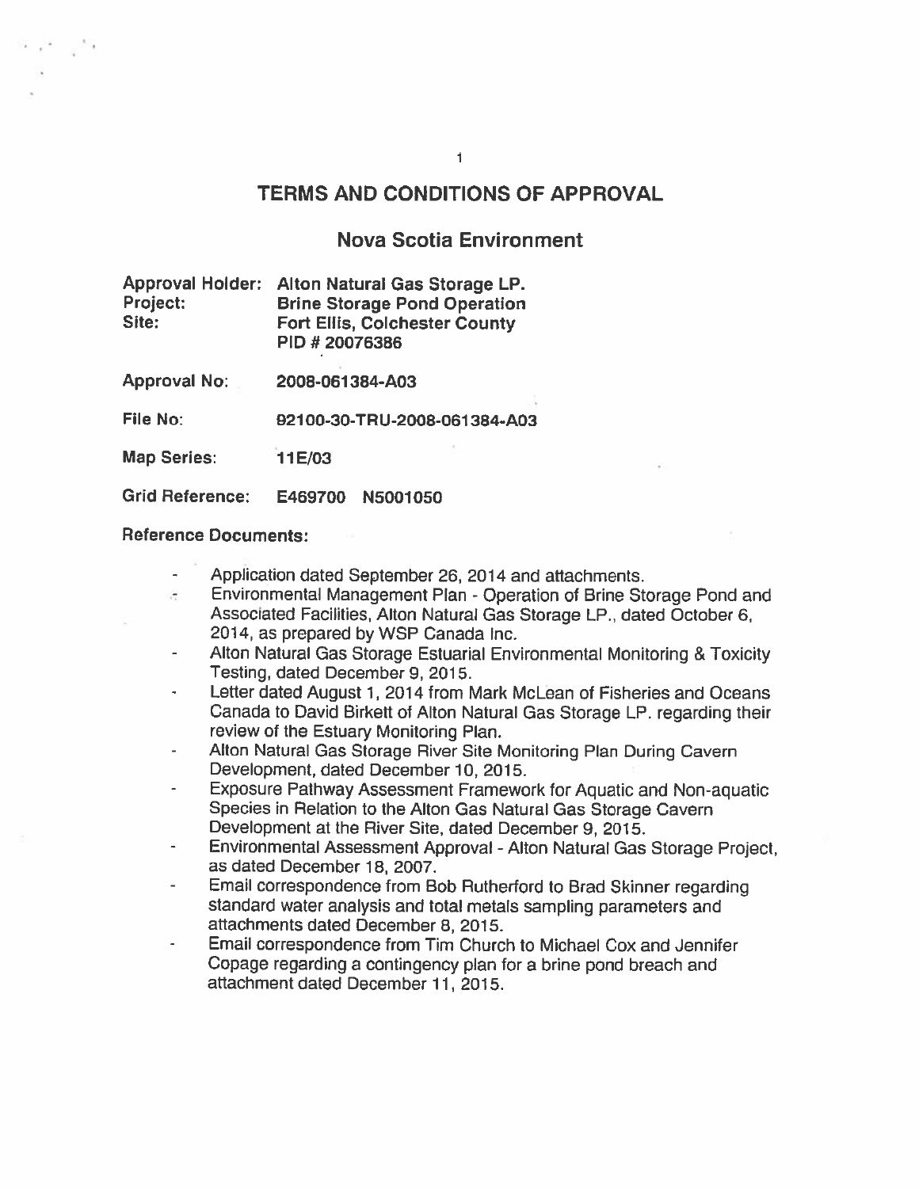# TERMS AND CONDITIONS OF APPROVAL

## Nova Scotia Environment

**Approval Holder:** **Alton Natural Gas Storage LP.**
**Project:** **Brine Storage Pond Operation**
**Site:** **Fort Ellis, Colchester County**
**PID # 20076386**

**Approval No:** **2008-061384-A03**

**File No:** **92100-30-TRU-2008-061384-A03**

**Map Series:** **11E/03**

**Grid Reference:** **E469700 N5001050**

**Reference Documents:**

- Application dated September 26, 2014 and attachments.
- Environmental Management Plan - Operation of Brine Storage Pond and Associated Facilities, Alton Natural Gas Storage LP., dated October 6, 2014, as prepared by WSP Canada Inc.
- Alton Natural Gas Storage Estuarial Environmental Monitoring & Toxicity Testing, dated December 9, 2015.
- Letter dated August 1, 2014 from Mark McLean of Fisheries and Oceans Canada to David Birkett of Alton Natural Gas Storage LP. regarding their review of the Estuary Monitoring Plan.
- Alton Natural Gas Storage River Site Monitoring Plan During Cavern Development, dated December 10, 2015.
- Exposure Pathway Assessment Framework for Aquatic and Non-aquatic Species in Relation to the Alton Gas Natural Gas Storage Cavern Development at the River Site, dated December 9, 2015.
- Environmental Assessment Approval - Alton Natural Gas Storage Project, as dated December 18, 2007.
- Email correspondence from Bob Rutherford to Brad Skinner regarding standard water analysis and total metals sampling parameters and attachments dated December 8, 2015.
- Email correspondence from Tim Church to Michael Cox and Jennifer Copage regarding a contingency plan for a brine pond breach and attachment dated December 11, 2015.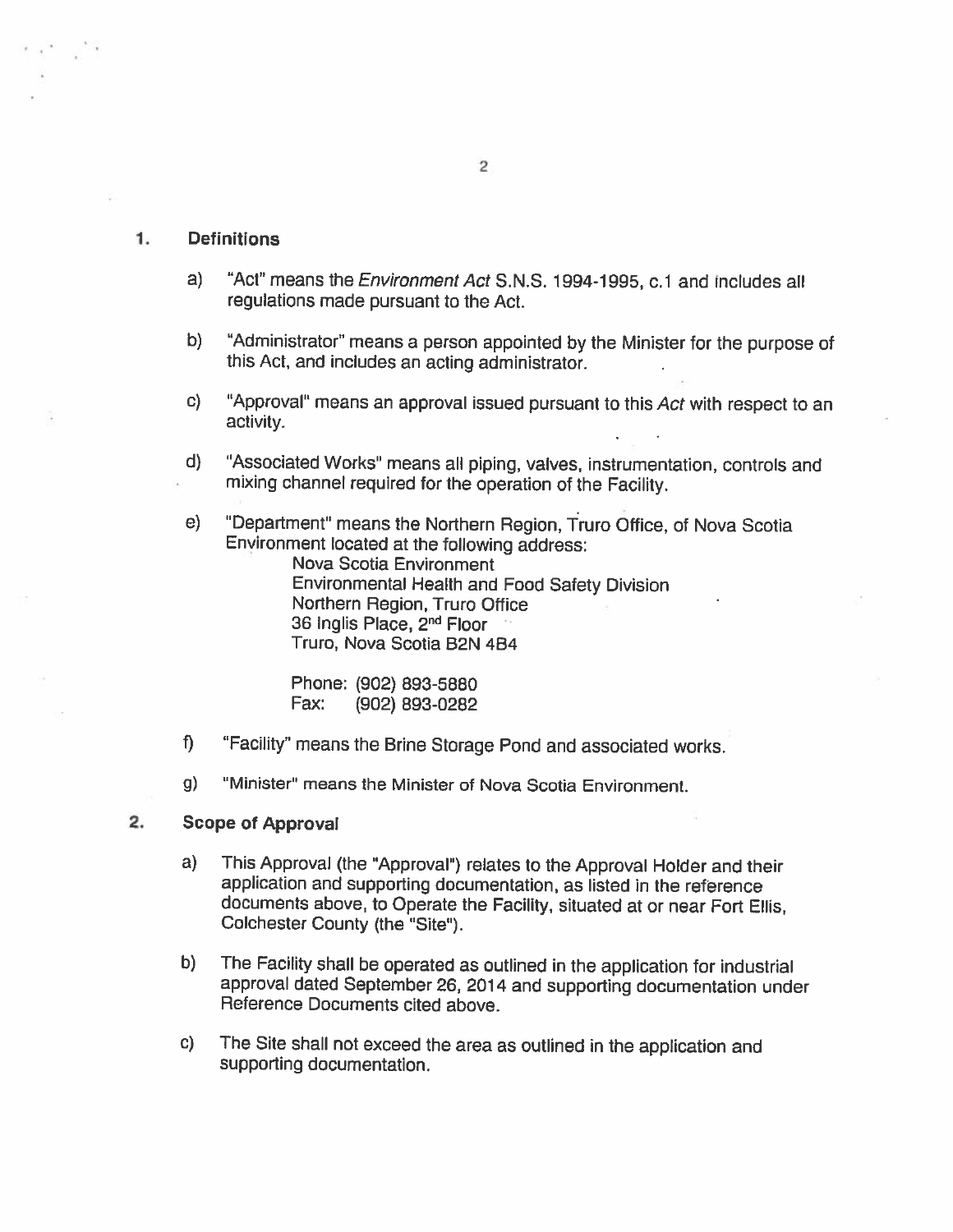## 1. Definitions

a) "Act" means the *Environment Act* S.N.S. 1994-1995, c.1 and includes all regulations made pursuant to the Act.

b) "Administrator" means a person appointed by the Minister for the purpose of this Act, and includes an acting administrator.

c) "Approval" means an approval issued pursuant to this *Act* with respect to an activity.

d) "Associated Works" means all piping, valves, instrumentation, controls and mixing channel required for the operation of the Facility.

e) "Department" means the Northern Region, Truro Office, of Nova Scotia Environment located at the following address:

Nova Scotia Environment
Environmental Health and Food Safety Division
Northern Region, Truro Office
36 Inglis Place, 2nd Floor
Truro, Nova Scotia B2N 4B4

Phone: (902) 893-5880
Fax: (902) 893-0282

f) "Facility" means the Brine Storage Pond and associated works.

g) "Minister" means the Minister of Nova Scotia Environment.

## 2. Scope of Approval

a) This Approval (the "Approval") relates to the Approval Holder and their application and supporting documentation, as listed in the reference documents above, to Operate the Facility, situated at or near Fort Ellis, Colchester County (the "Site").

b) The Facility shall be operated as outlined in the application for industrial approval dated September 26, 2014 and supporting documentation under Reference Documents cited above.

c) The Site shall not exceed the area as outlined in the application and supporting documentation.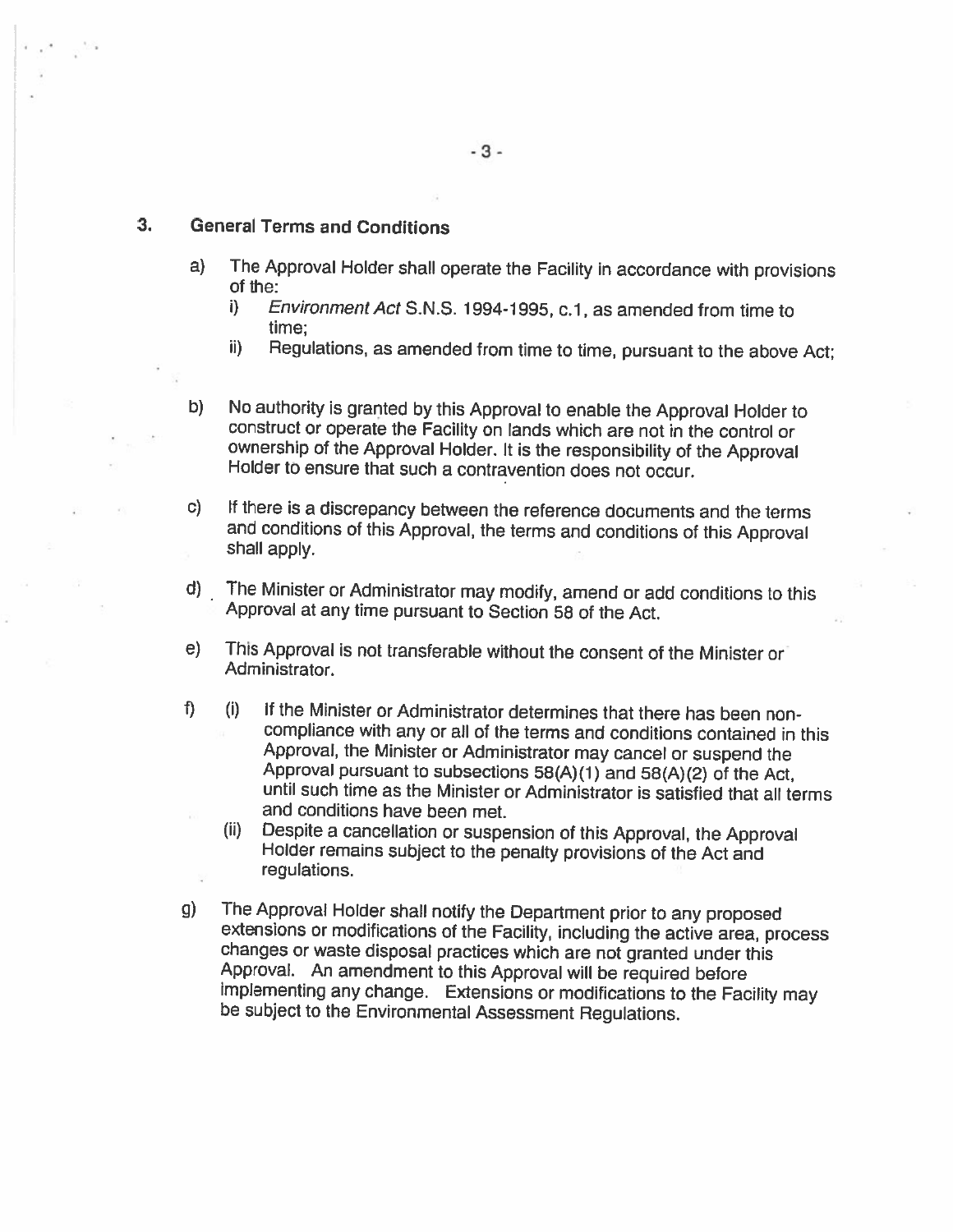## 3. General Terms and Conditions

a) The Approval Holder shall operate the Facility in accordance with provisions of the:

   i) *Environment Act* S.N.S. 1994-1995, c.1, as amended from time to time;

   ii) Regulations, as amended from time to time, pursuant to the above Act;

b) No authority is granted by this Approval to enable the Approval Holder to construct or operate the Facility on lands which are not in the control or ownership of the Approval Holder. It is the responsibility of the Approval Holder to ensure that such a contravention does not occur.

c) If there is a discrepancy between the reference documents and the terms and conditions of this Approval, the terms and conditions of this Approval shall apply.

d) The Minister or Administrator may modify, amend or add conditions to this Approval at any time pursuant to Section 58 of the Act.

e) This Approval is not transferable without the consent of the Minister or Administrator.

f) (i) If the Minister or Administrator determines that there has been non-compliance with any or all of the terms and conditions contained in this Approval, the Minister or Administrator may cancel or suspend the Approval pursuant to subsections 58(A)(1) and 58(A)(2) of the Act, until such time as the Minister or Administrator is satisfied that all terms and conditions have been met.

   (ii) Despite a cancellation or suspension of this Approval, the Approval Holder remains subject to the penalty provisions of the Act and regulations.

g) The Approval Holder shall notify the Department prior to any proposed extensions or modifications of the Facility, including the active area, process changes or waste disposal practices which are not granted under this Approval. An amendment to this Approval will be required before implementing any change. Extensions or modifications to the Facility may be subject to the Environmental Assessment Regulations.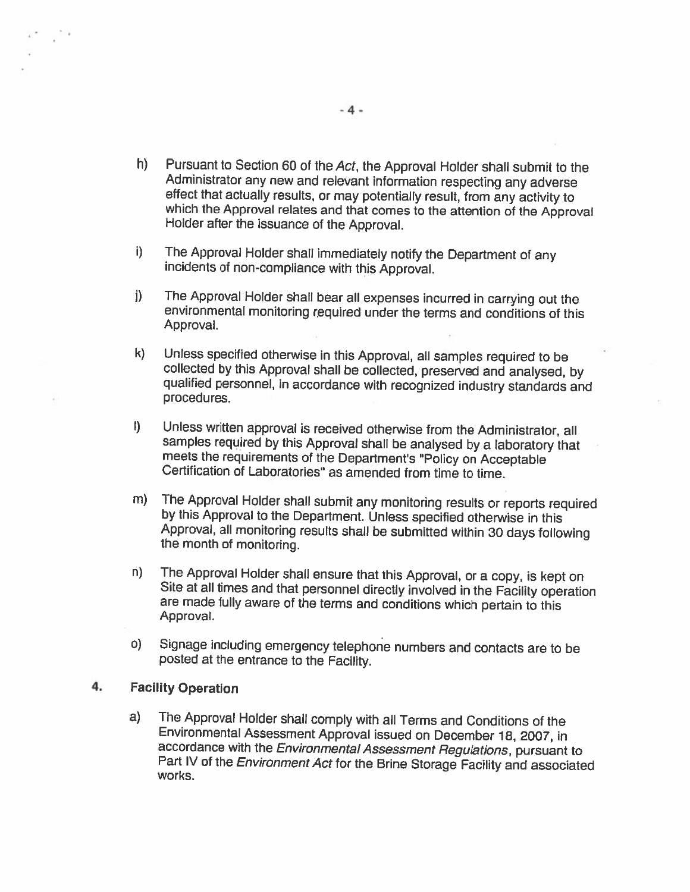h) Pursuant to Section 60 of the *Act*, the Approval Holder shall submit to the Administrator any new and relevant information respecting any adverse effect that actually results, or may potentially result, from any activity to which the Approval relates and that comes to the attention of the Approval Holder after the issuance of the Approval.

i) The Approval Holder shall immediately notify the Department of any incidents of non-compliance with this Approval.

j) The Approval Holder shall bear all expenses incurred in carrying out the environmental monitoring required under the terms and conditions of this Approval.

k) Unless specified otherwise in this Approval, all samples required to be collected by this Approval shall be collected, preserved and analysed, by qualified personnel, in accordance with recognized industry standards and procedures.

l) Unless written approval is received otherwise from the Administrator, all samples required by this Approval shall be analysed by a laboratory that meets the requirements of the Department's "Policy on Acceptable Certification of Laboratories" as amended from time to time.

m) The Approval Holder shall submit any monitoring results or reports required by this Approval to the Department. Unless specified otherwise in this Approval, all monitoring results shall be submitted within 30 days following the month of monitoring.

n) The Approval Holder shall ensure that this Approval, or a copy, is kept on Site at all times and that personnel directly involved in the Facility operation are made fully aware of the terms and conditions which pertain to this Approval.

o) Signage including emergency telephone numbers and contacts are to be posted at the entrance to the Facility.

## 4. Facility Operation

a) The Approval Holder shall comply with all Terms and Conditions of the Environmental Assessment Approval issued on December 18, 2007, in accordance with the *Environmental Assessment Regulations*, pursuant to Part IV of the *Environment Act* for the Brine Storage Facility and associated works.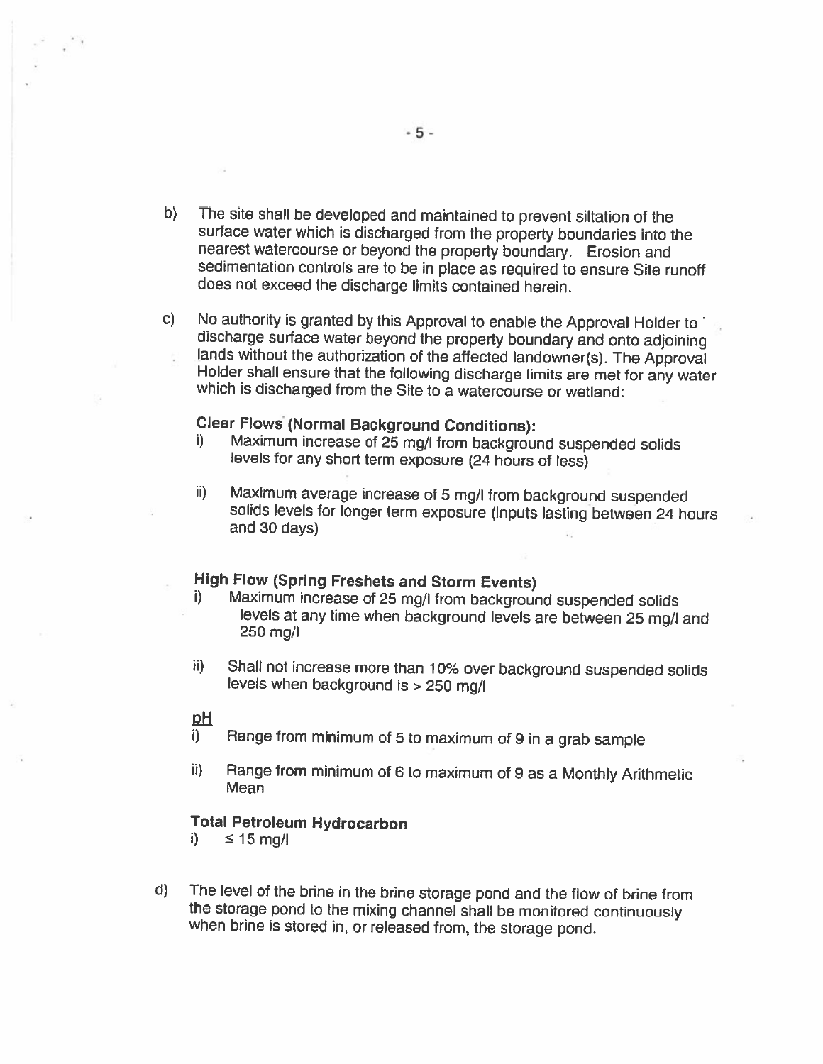b) The site shall be developed and maintained to prevent siltation of the surface water which is discharged from the property boundaries into the nearest watercourse or beyond the property boundary. Erosion and sedimentation controls are to be in place as required to ensure Site runoff does not exceed the discharge limits contained herein.

c) No authority is granted by this Approval to enable the Approval Holder to discharge surface water beyond the property boundary and onto adjoining lands without the authorization of the affected landowner(s). The Approval Holder shall ensure that the following discharge limits are met for any water which is discharged from the Site to a watercourse or wetland:

**Clear Flows (Normal Background Conditions):**

i) Maximum increase of 25 mg/l from background suspended solids levels for any short term exposure (24 hours of less)

ii) Maximum average increase of 5 mg/l from background suspended solids levels for longer term exposure (inputs lasting between 24 hours and 30 days)

**High Flow (Spring Freshets and Storm Events)**

i) Maximum increase of 25 mg/l from background suspended solids levels at any time when background levels are between 25 mg/l and 250 mg/l

ii) Shall not increase more than 10% over background suspended solids levels when background is > 250 mg/l

**pH**

i) Range from minimum of 5 to maximum of 9 in a grab sample

ii) Range from minimum of 6 to maximum of 9 as a Monthly Arithmetic Mean

**Total Petroleum Hydrocarbon**

i) ≤ 15 mg/l

d) The level of the brine in the brine storage pond and the flow of brine from the storage pond to the mixing channel shall be monitored continuously when brine is stored in, or released from, the storage pond.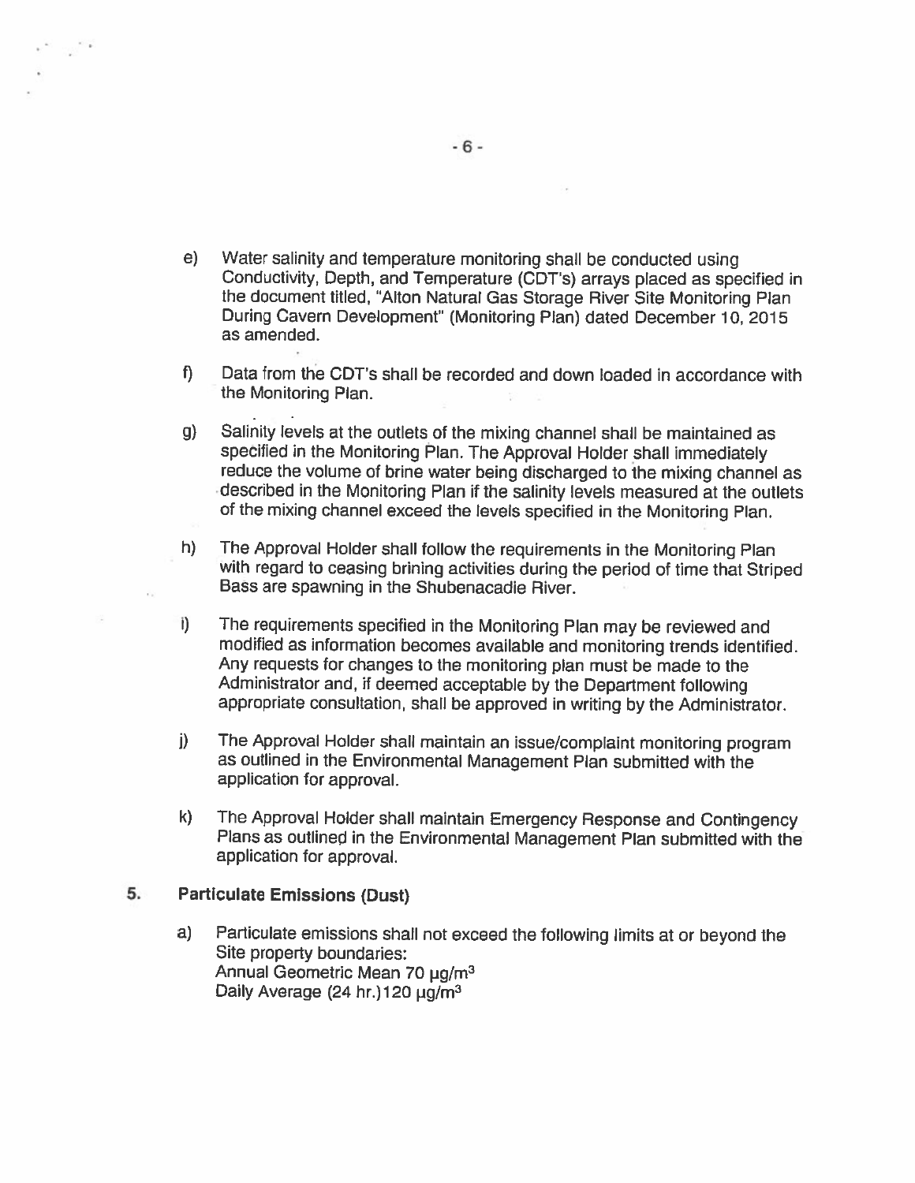e) Water salinity and temperature monitoring shall be conducted using Conductivity, Depth, and Temperature (CDT's) arrays placed as specified in the document titled, "Alton Natural Gas Storage River Site Monitoring Plan During Cavern Development" (Monitoring Plan) dated December 10, 2015 as amended.

f) Data from the CDT's shall be recorded and down loaded in accordance with the Monitoring Plan.

g) Salinity levels at the outlets of the mixing channel shall be maintained as specified in the Monitoring Plan. The Approval Holder shall immediately reduce the volume of brine water being discharged to the mixing channel as described in the Monitoring Plan if the salinity levels measured at the outlets of the mixing channel exceed the levels specified in the Monitoring Plan.

h) The Approval Holder shall follow the requirements in the Monitoring Plan with regard to ceasing brining activities during the period of time that Striped Bass are spawning in the Shubenacadie River.

i) The requirements specified in the Monitoring Plan may be reviewed and modified as information becomes available and monitoring trends identified. Any requests for changes to the monitoring plan must be made to the Administrator and, if deemed acceptable by the Department following appropriate consultation, shall be approved in writing by the Administrator.

j) The Approval Holder shall maintain an issue/complaint monitoring program as outlined in the Environmental Management Plan submitted with the application for approval.

k) The Approval Holder shall maintain Emergency Response and Contingency Plans as outlined in the Environmental Management Plan submitted with the application for approval.

## 5. Particulate Emissions (Dust)

a) Particulate emissions shall not exceed the following limits at or beyond the Site property boundaries:
Annual Geometric Mean 70 µg/m³
Daily Average (24 hr.) 120 µg/m³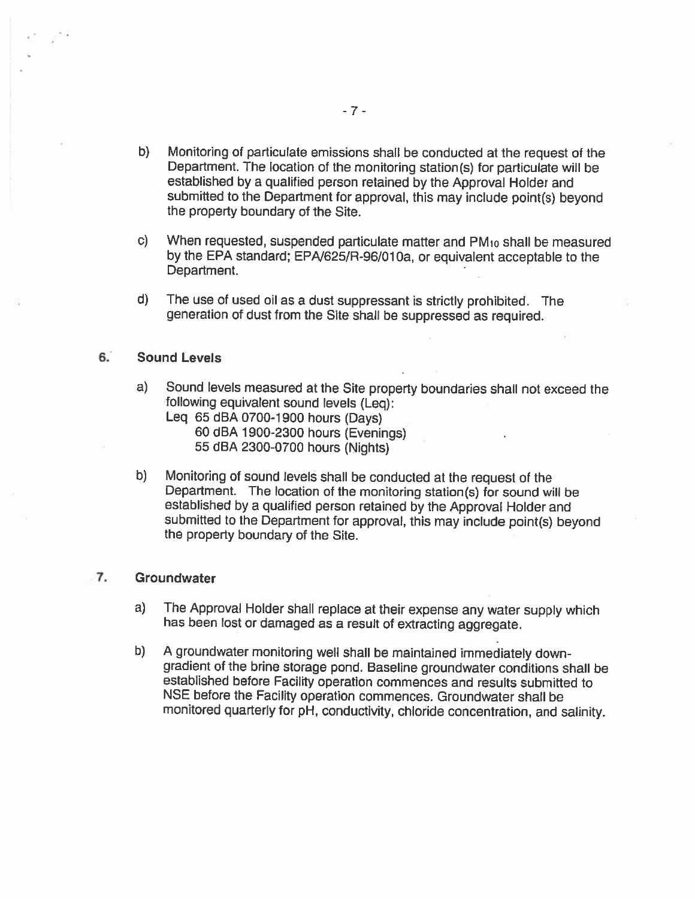b) Monitoring of particulate emissions shall be conducted at the request of the Department. The location of the monitoring station(s) for particulate will be established by a qualified person retained by the Approval Holder and submitted to the Department for approval, this may include point(s) beyond the property boundary of the Site.

c) When requested, suspended particulate matter and $PM_{10}$ shall be measured by the EPA standard; EPA/625/R-96/010a, or equivalent acceptable to the Department.

d) The use of used oil as a dust suppressant is strictly prohibited. The generation of dust from the Site shall be suppressed as required.

**6. Sound Levels**

a) Sound levels measured at the Site property boundaries shall not exceed the following equivalent sound levels (Leq):
Leq 65 dBA 0700-1900 hours (Days)
60 dBA 1900-2300 hours (Evenings)
55 dBA 2300-0700 hours (Nights)

b) Monitoring of sound levels shall be conducted at the request of the Department. The location of the monitoring station(s) for sound will be established by a qualified person retained by the Approval Holder and submitted to the Department for approval, this may include point(s) beyond the property boundary of the Site.

**7. Groundwater**

a) The Approval Holder shall replace at their expense any water supply which has been lost or damaged as a result of extracting aggregate.

b) A groundwater monitoring well shall be maintained immediately down-gradient of the brine storage pond. Baseline groundwater conditions shall be established before Facility operation commences and results submitted to NSE before the Facility operation commences. Groundwater shall be monitored quarterly for pH, conductivity, chloride concentration, and salinity.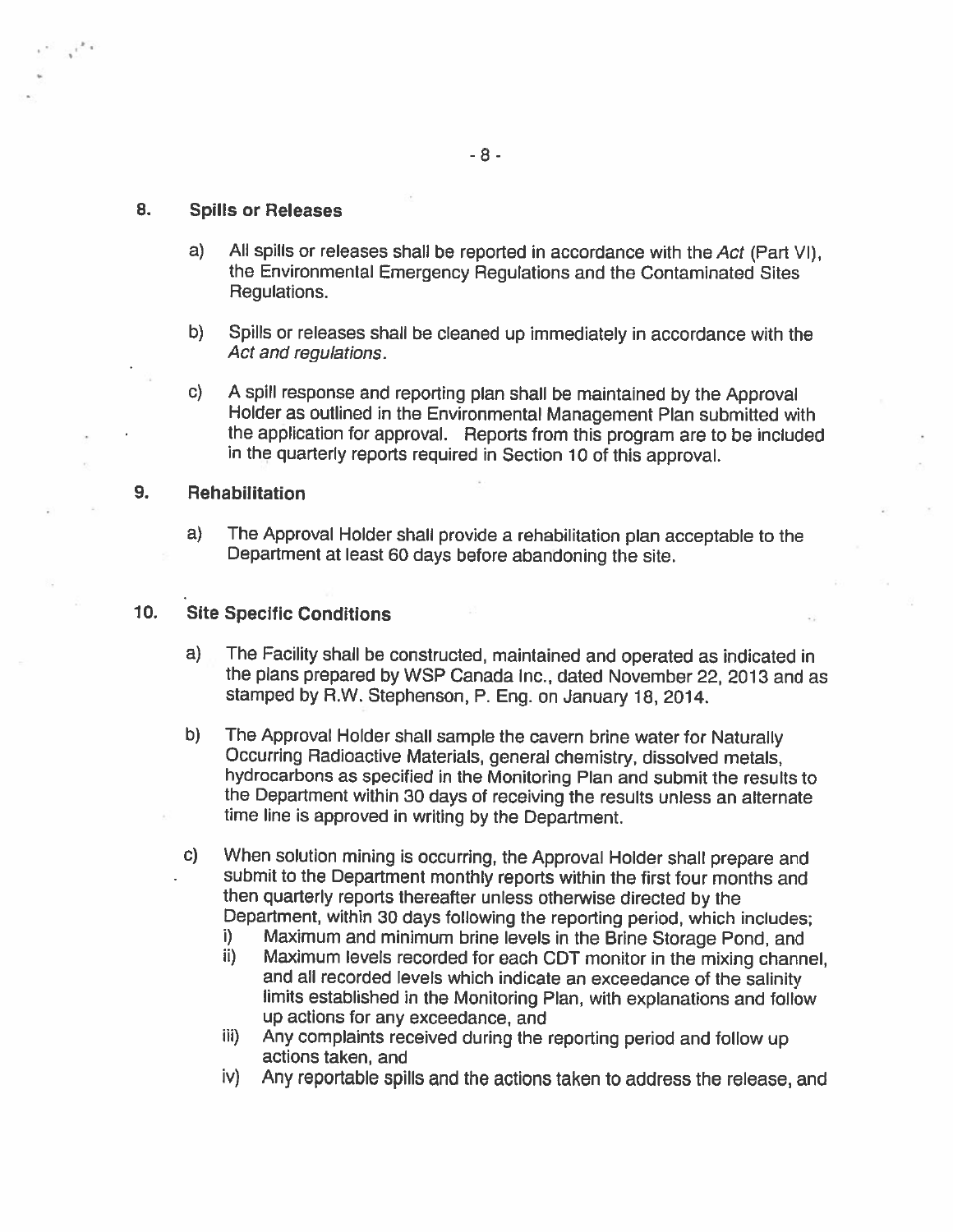## 8. Spills or Releases

a) All spills or releases shall be reported in accordance with the *Act* (Part VI), the Environmental Emergency Regulations and the Contaminated Sites Regulations.

b) Spills or releases shall be cleaned up immediately in accordance with the *Act and regulations*.

c) A spill response and reporting plan shall be maintained by the Approval Holder as outlined in the Environmental Management Plan submitted with the application for approval. Reports from this program are to be included in the quarterly reports required in Section 10 of this approval.

## 9. Rehabilitation

a) The Approval Holder shall provide a rehabilitation plan acceptable to the Department at least 60 days before abandoning the site.

## 10. Site Specific Conditions

a) The Facility shall be constructed, maintained and operated as indicated in the plans prepared by WSP Canada Inc., dated November 22, 2013 and as stamped by R.W. Stephenson, P. Eng. on January 18, 2014.

b) The Approval Holder shall sample the cavern brine water for Naturally Occurring Radioactive Materials, general chemistry, dissolved metals, hydrocarbons as specified in the Monitoring Plan and submit the results to the Department within 30 days of receiving the results unless an alternate time line is approved in writing by the Department.

c) When solution mining is occurring, the Approval Holder shall prepare and submit to the Department monthly reports within the first four months and then quarterly reports thereafter unless otherwise directed by the Department, within 30 days following the reporting period, which includes;
   i) Maximum and minimum brine levels in the Brine Storage Pond, and
   ii) Maximum levels recorded for each CDT monitor in the mixing channel, and all recorded levels which indicate an exceedance of the salinity limits established in the Monitoring Plan, with explanations and follow up actions for any exceedance, and
   iii) Any complaints received during the reporting period and follow up actions taken, and
   iv) Any reportable spills and the actions taken to address the release, and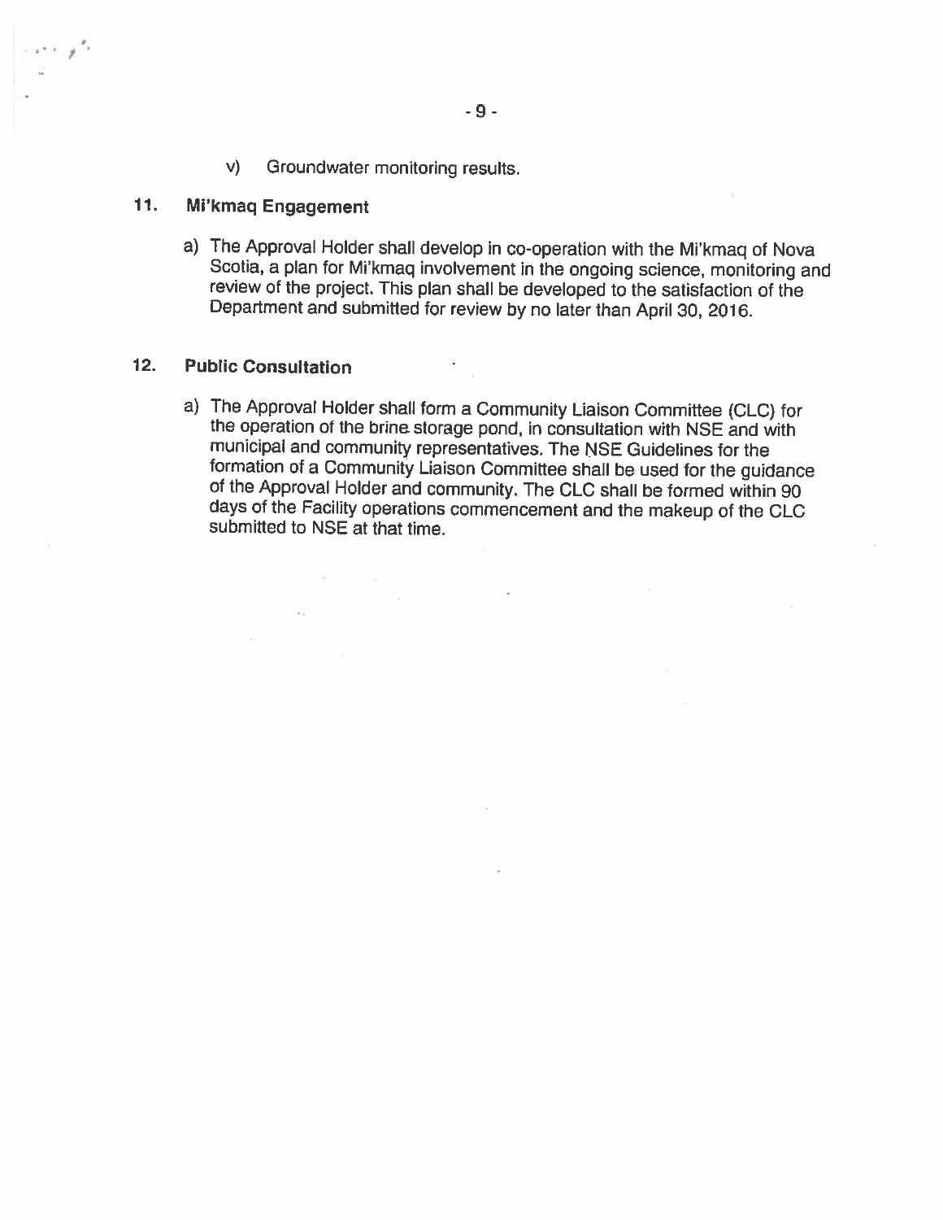v) Groundwater monitoring results.

**11. Mi'kmaq Engagement**

a) The Approval Holder shall develop in co-operation with the Mi'kmaq of Nova Scotia, a plan for Mi'kmaq involvement in the ongoing science, monitoring and review of the project. This plan shall be developed to the satisfaction of the Department and submitted for review by no later than April 30, 2016.

**12. Public Consultation**

a) The Approval Holder shall form a Community Liaison Committee (CLC) for the operation of the brine storage pond, in consultation with NSE and with municipal and community representatives. The NSE Guidelines for the formation of a Community Liaison Committee shall be used for the guidance of the Approval Holder and community. The CLC shall be formed within 90 days of the Facility operations commencement and the makeup of the CLC submitted to NSE at that time.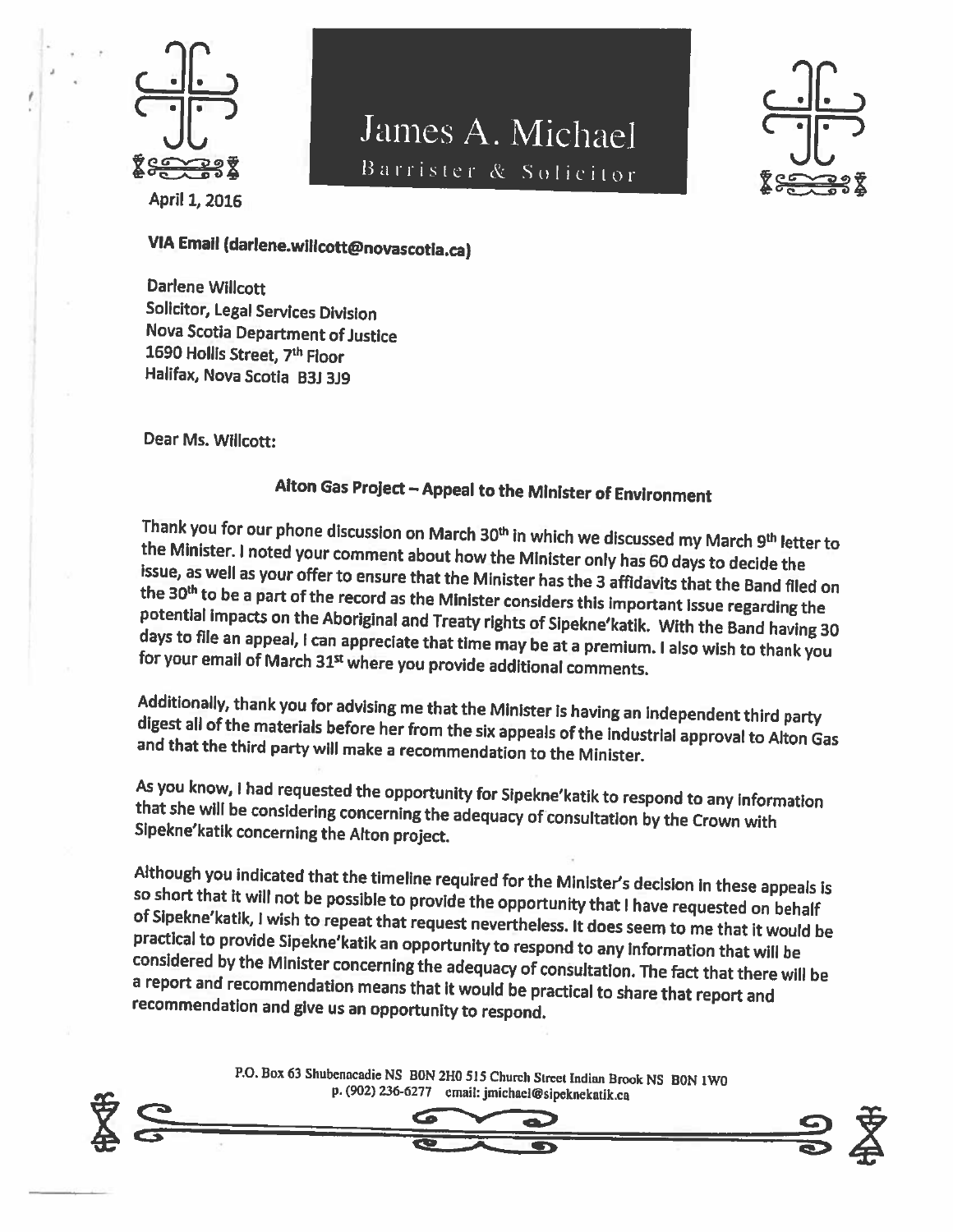# James A. Michael

Barrister & Solicitor

April 1, 2016

**VIA Email (darlene.willcott@novascotia.ca)**

Darlene Willcott
Solicitor, Legal Services Division
Nova Scotia Department of Justice
1690 Hollis Street, 7th Floor
Halifax, Nova Scotia B3J 3J9

Dear Ms. Willcott:

**Alton Gas Project – Appeal to the Minister of Environment**

Thank you for our phone discussion on March 30th in which we discussed my March 9th letter to the Minister. I noted your comment about how the Minister only has 60 days to decide the issue, as well as your offer to ensure that the Minister has the 3 affidavits that the Band filed on the 30th to be a part of the record as the Minister considers this important issue regarding the potential impacts on the Aboriginal and Treaty rights of Sipekne'katik. With the Band having 30 days to file an appeal, I can appreciate that time may be at a premium. I also wish to thank you for your email of March 31st where you provide additional comments.

Additionally, thank you for advising me that the Minister is having an independent third party digest all of the materials before her from the six appeals of the industrial approval to Alton Gas and that the third party will make a recommendation to the Minister.

As you know, I had requested the opportunity for Sipekne'katik to respond to any information that she will be considering concerning the adequacy of consultation by the Crown with Sipekne'katik concerning the Alton project.

Although you indicated that the timeline required for the Minister's decision in these appeals is so short that it will not be possible to provide the opportunity that I have requested on behalf of Sipekne'katik, I wish to repeat that request nevertheless. It does seem to me that it would be practical to provide Sipekne'katik an opportunity to respond to any information that will be considered by the Minister concerning the adequacy of consultation. The fact that there will be a report and recommendation means that it would be practical to share that report and recommendation and give us an opportunity to respond.

P.O. Box 63 Shubenacadie NS B0N 2H0 515 Church Street Indian Brook NS B0N 1W0
p. (902) 236-6277 email: jmichael@sipeknekatik.ca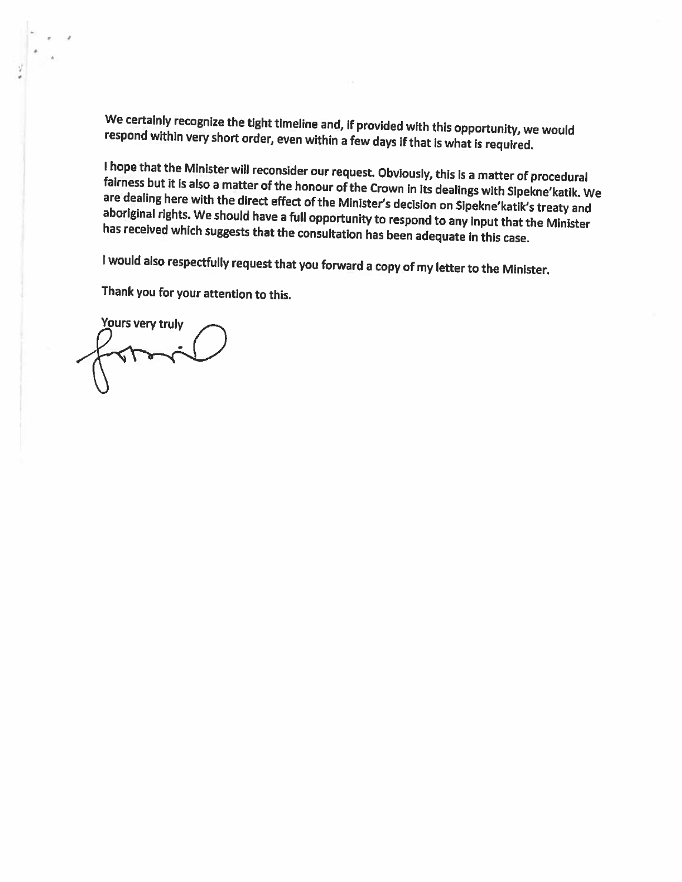We certainly recognize the tight timeline and, if provided with this opportunity, we would respond within very short order, even within a few days if that is what is required.

I hope that the Minister will reconsider our request. Obviously, this is a matter of procedural fairness but it is also a matter of the honour of the Crown in its dealings with Sipekne'katik. We are dealing here with the direct effect of the Minister's decision on Sipekne'katik's treaty and aboriginal rights. We should have a full opportunity to respond to any input that the Minister has received which suggests that the consultation has been adequate in this case.

I would also respectfully request that you forward a copy of my letter to the Minister.

Thank you for your attention to this.

Yours very truly